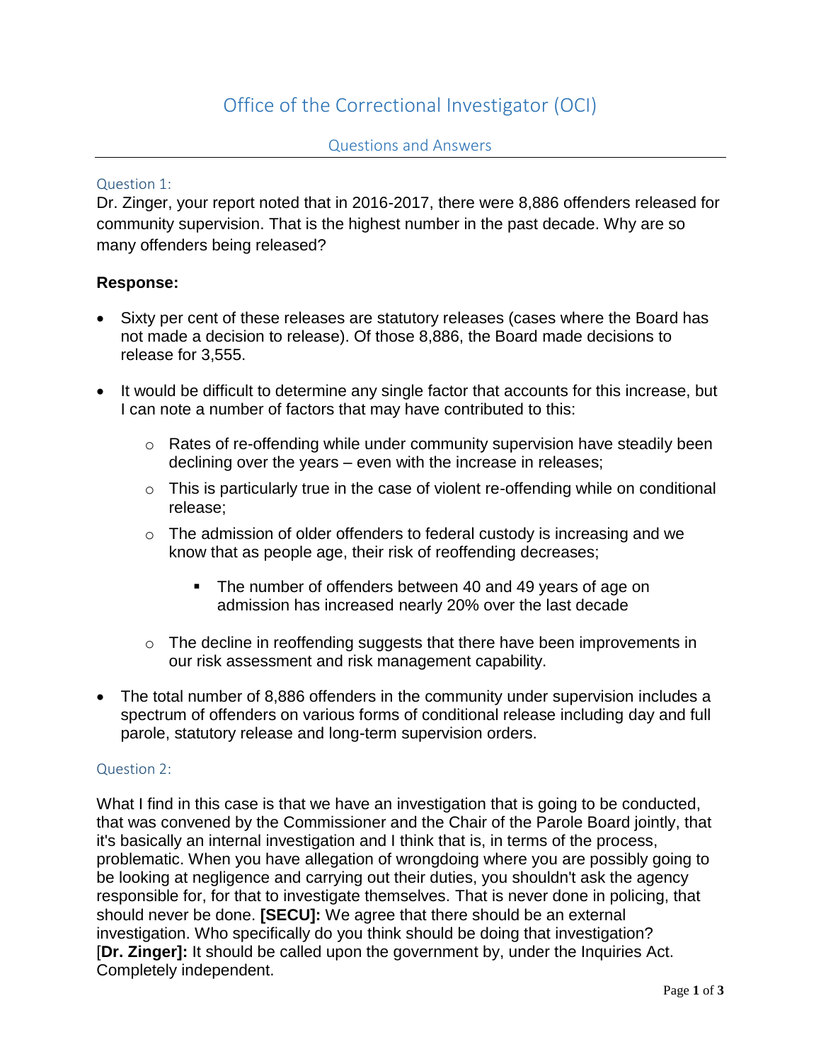# Office of the Correctional Investigator (OCI)

## Questions and Answers

### Question 1:

Dr. Zinger, your report noted that in 2016-2017, there were 8,886 offenders released for community supervision. That is the highest number in the past decade. Why are so many offenders being released?

**Response:**

- Sixty per cent of these releases are statutory releases (cases where the Board has not made a decision to release). Of those 8,886, the Board made decisions to release for 3,555.
- It would be difficult to determine any single factor that accounts for this increase, but I can note a number of factors that may have contributed to this:
    - Rates of re-offending while under community supervision have steadily been declining over the years – even with the increase in releases;
    - This is particularly true in the case of violent re-offending while on conditional release;
    - The admission of older offenders to federal custody is increasing and we know that as people age, their risk of reoffending decreases;
        - The number of offenders between 40 and 49 years of age on admission has increased nearly 20% over the last decade
    - The decline in reoffending suggests that there have been improvements in our risk assessment and risk management capability.
- The total number of 8,886 offenders in the community under supervision includes a spectrum of offenders on various forms of conditional release including day and full parole, statutory release and long-term supervision orders.

### Question 2:

What I find in this case is that we have an investigation that is going to be conducted, that was convened by the Commissioner and the Chair of the Parole Board jointly, that it's basically an internal investigation and I think that is, in terms of the process, problematic. When you have allegation of wrongdoing where you are possibly going to be looking at negligence and carrying out their duties, you shouldn't ask the agency responsible for, for that to investigate themselves. That is never done in policing, that should never be done. **[SECU]:** We agree that there should be an external investigation. Who specifically do you think should be doing that investigation? [**Dr. Zinger]:** It should be called upon the government by, under the Inquiries Act. Completely independent.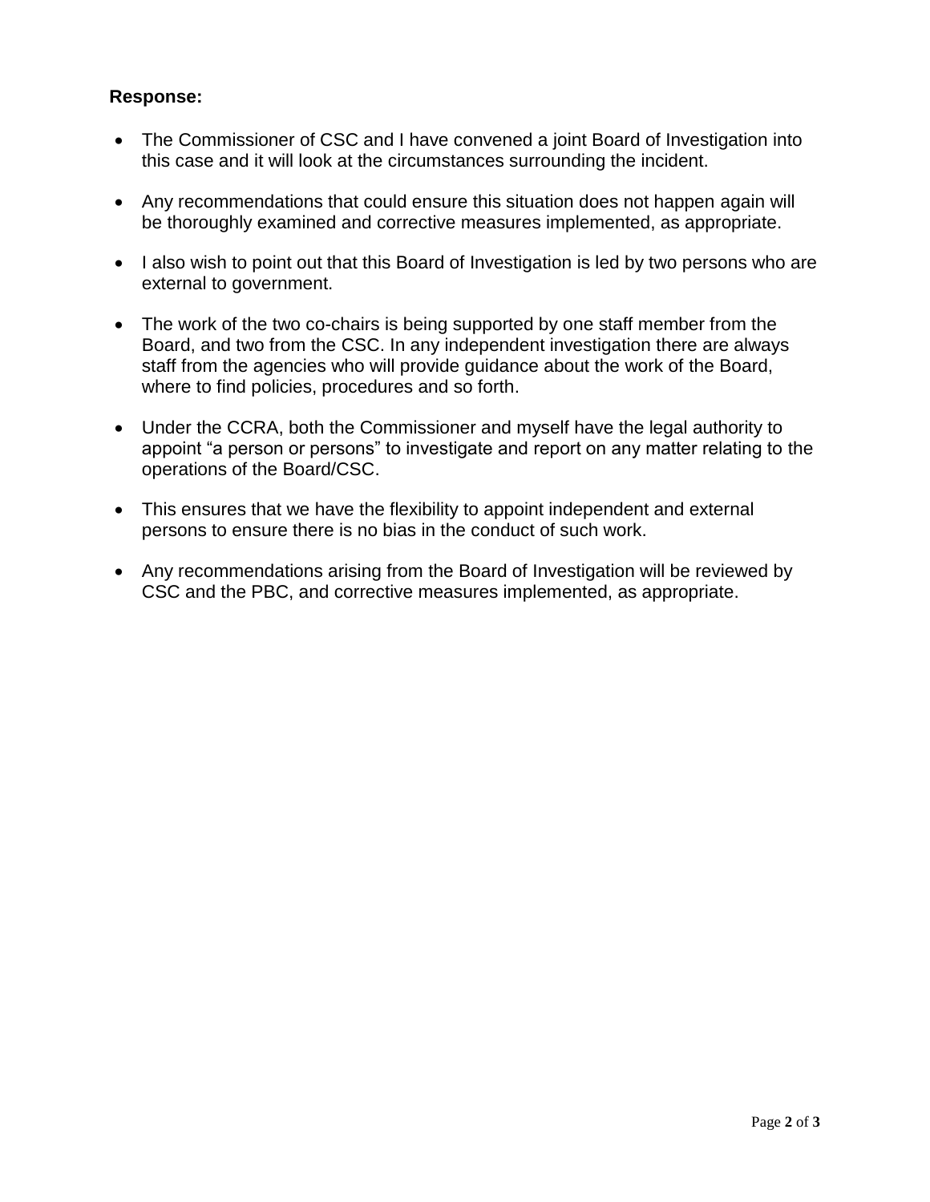**Response:**

- The Commissioner of CSC and I have convened a joint Board of Investigation into this case and it will look at the circumstances surrounding the incident.
- Any recommendations that could ensure this situation does not happen again will be thoroughly examined and corrective measures implemented, as appropriate.
- I also wish to point out that this Board of Investigation is led by two persons who are external to government.
- The work of the two co-chairs is being supported by one staff member from the Board, and two from the CSC. In any independent investigation there are always staff from the agencies who will provide guidance about the work of the Board, where to find policies, procedures and so forth.
- Under the CCRA, both the Commissioner and myself have the legal authority to appoint "a person or persons" to investigate and report on any matter relating to the operations of the Board/CSC.
- This ensures that we have the flexibility to appoint independent and external persons to ensure there is no bias in the conduct of such work.
- Any recommendations arising from the Board of Investigation will be reviewed by CSC and the PBC, and corrective measures implemented, as appropriate.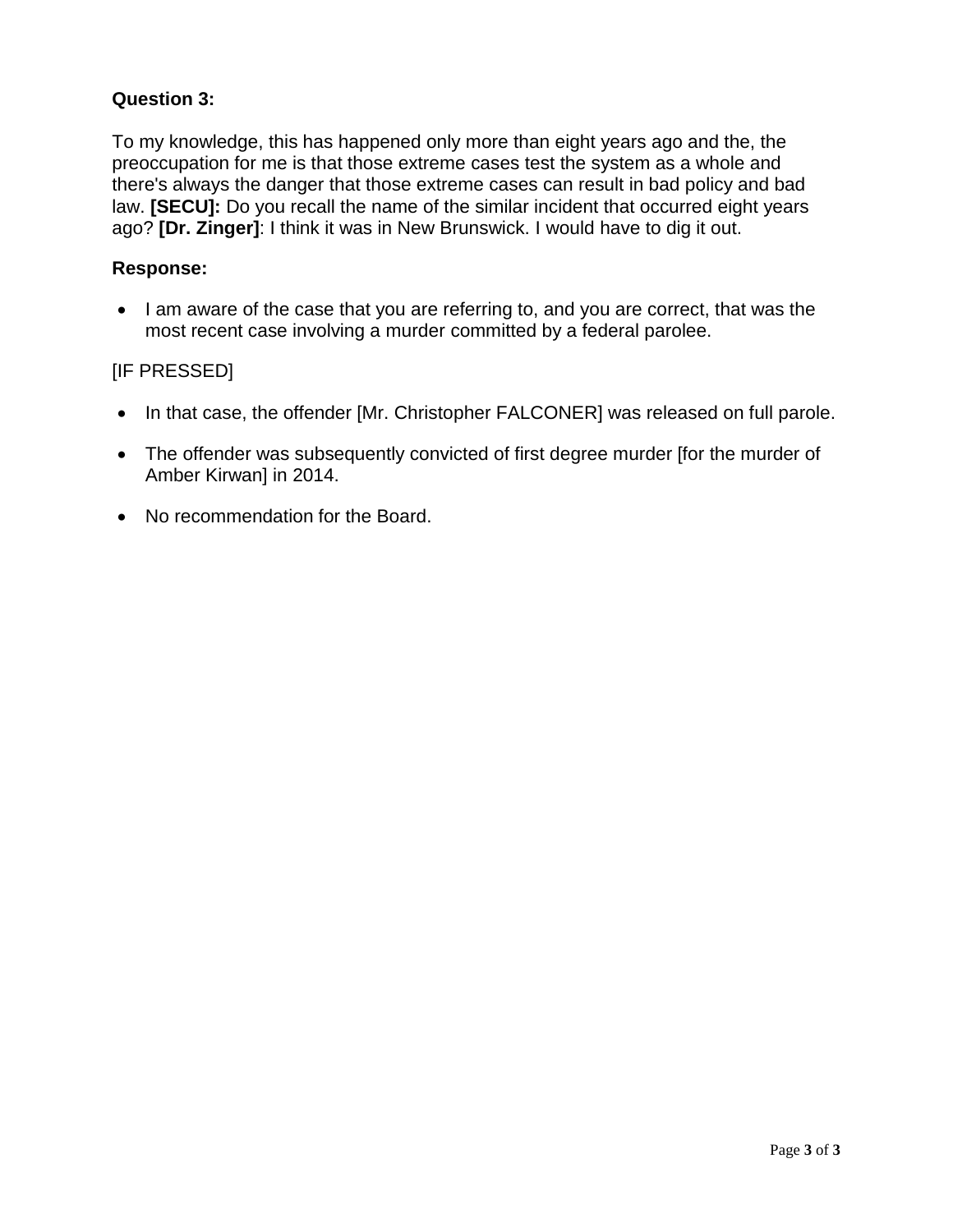**Question 3:**

To my knowledge, this has happened only more than eight years ago and the, the preoccupation for me is that those extreme cases test the system as a whole and there's always the danger that those extreme cases can result in bad policy and bad law. **[SECU]:** Do you recall the name of the similar incident that occurred eight years ago? **[Dr. Zinger]**: I think it was in New Brunswick. I would have to dig it out.

**Response:**

- I am aware of the case that you are referring to, and you are correct, that was the most recent case involving a murder committed by a federal parolee.

[IF PRESSED]

- In that case, the offender [Mr. Christopher FALCONER] was released on full parole.
- The offender was subsequently convicted of first degree murder [for the murder of Amber Kirwan] in 2014.
- No recommendation for the Board.